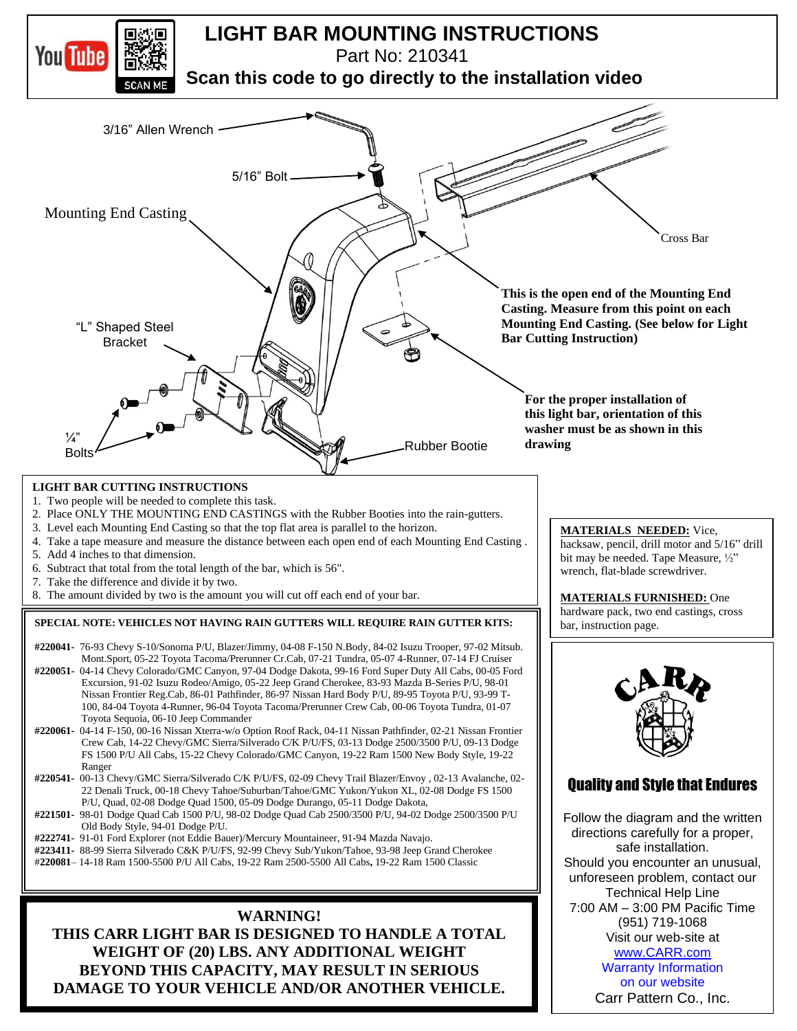# LIGHT BAR MOUNTING INSTRUCTIONS

Part No: 210341

**Scan this code to go directly to the installation video**

SCAN ME

3/16" Allen Wrench

5/16" Bolt

Mounting End Casting

Cross Bar

**This is the open end of the Mounting End Casting. Measure from this point on each Mounting End Casting. (See below for Light Bar Cutting Instruction)**

"L" Shaped Steel Bracket

**For the proper installation of this light bar, orientation of this washer must be as shown in this drawing**

¼" Bolts

Rubber Bootie

## LIGHT BAR CUTTING INSTRUCTIONS

1. Two people will be needed to complete this task.
2. Place ONLY THE MOUNTING END CASTINGS with the Rubber Booties into the rain-gutters.
3. Level each Mounting End Casting so that the top flat area is parallel to the horizon.
4. Take a tape measure and measure the distance between each open end of each Mounting End Casting .
5. Add 4 inches to that dimension.
6. Subtract that total from the total length of the bar, which is 56".
7. Take the difference and divide it by two.
8. The amount divided by two is the amount you will cut off each end of your bar.

**SPECIAL NOTE: VEHICLES NOT HAVING RAIN GUTTERS WILL REQUIRE RAIN GUTTER KITS:**

**#220041-** 76-93 Chevy S-10/Sonoma P/U, Blazer/Jimmy, 04-08 F-150 N.Body, 84-02 Isuzu Trooper, 97-02 Mitsub. Mont.Sport, 05-22 Toyota Tacoma/Prerunner Cr.Cab, 07-21 Tundra, 05-07 4-Runner, 07-14 FJ Cruiser

**#220051-** 04-14 Chevy Colorado/GMC Canyon, 97-04 Dodge Dakota, 99-16 Ford Super Duty All Cabs, 00-05 Ford Excursion, 91-02 Isuzu Rodeo/Amigo, 05-22 Jeep Grand Cherokee, 83-93 Mazda B-Series P/U, 98-01 Nissan Frontier Reg.Cab, 86-01 Pathfinder, 86-97 Nissan Hard Body P/U, 89-95 Toyota P/U, 93-99 T-100, 84-04 Toyota 4-Runner, 96-04 Toyota Tacoma/Prerunner Crew Cab, 00-06 Toyota Tundra, 01-07 Toyota Sequoia, 06-10 Jeep Commander

**#220061-** 04-14 F-150, 00-16 Nissan Xterra-w/o Option Roof Rack, 04-11 Nissan Pathfinder, 02-21 Nissan Frontier Crew Cab, 14-22 Chevy/GMC Sierra/Silverado C/K P/U/FS, 03-13 Dodge 2500/3500 P/U, 09-13 Dodge FS 1500 P/U All Cabs, 15-22 Chevy Colorado/GMC Canyon, 19-22 Ram 1500 New Body Style, 19-22 Ranger

**#220541-** 00-13 Chevy/GMC Sierra/Silverado C/K P/U/FS, 02-09 Chevy Trail Blazer/Envoy , 02-13 Avalanche, 02-22 Denali Truck, 00-18 Chevy Tahoe/Suburban/Tahoe/GMC Yukon/Yukon XL, 02-08 Dodge FS 1500 P/U, Quad, 02-08 Dodge Quad 1500, 05-09 Dodge Durango, 05-11 Dodge Dakota,

**#221501-** 98-01 Dodge Quad Cab 1500 P/U, 98-02 Dodge Quad Cab 2500/3500 P/U, 94-02 Dodge 2500/3500 P/U Old Body Style, 94-01 Dodge P/U.

**#222741-** 91-01 Ford Explorer (not Eddie Bauer)/Mercury Mountaineer, 91-94 Mazda Navajo.

**#223411-** 88-99 Sierra Silverado C&K P/U/FS, 92-99 Chevy Sub/Yukon/Tahoe, 93-98 Jeep Grand Cherokee

**#220081**– 14-18 Ram 1500-5500 P/U All Cabs, 19-22 Ram 2500-5500 All Cabs**,** 19-22 Ram 1500 Classic

**WARNING!**
**THIS CARR LIGHT BAR IS DESIGNED TO HANDLE A TOTAL WEIGHT OF (20) LBS. ANY ADDITIONAL WEIGHT BEYOND THIS CAPACITY, MAY RESULT IN SERIOUS DAMAGE TO YOUR VEHICLE AND/OR ANOTHER VEHICLE.**

**MATERIALS NEEDED:** Vice, hacksaw, pencil, drill motor and 5/16" drill bit may be needed. Tape Measure, ½" wrench, flat-blade screwdriver.

**MATERIALS FURNISHED:** One hardware pack, two end castings, cross bar, instruction page.

CARR

**Quality and Style that Endures**

Follow the diagram and the written directions carefully for a proper, safe installation.
Should you encounter an unusual, unforeseen problem, contact our Technical Help Line
7:00 AM – 3:00 PM Pacific Time
(951) 719-1068
Visit our web-site at
www.CARR.com
Warranty Information on our website
Carr Pattern Co., Inc.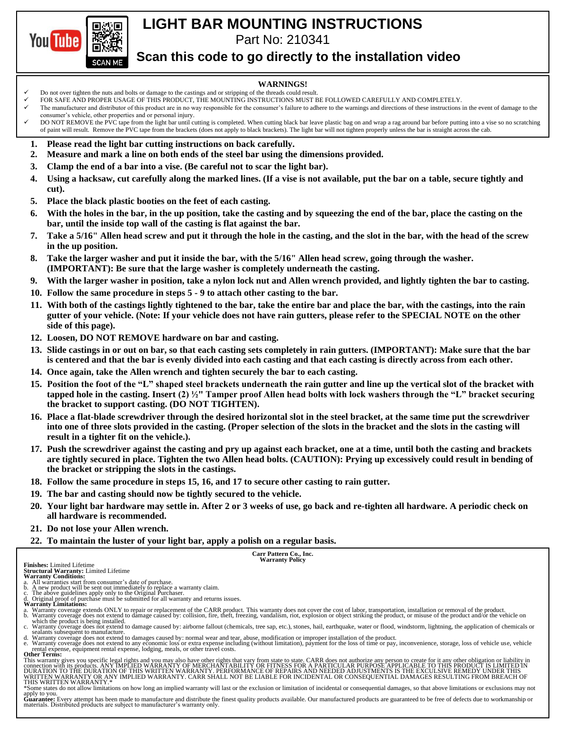# LIGHT BAR MOUNTING INSTRUCTIONS

Part No: 210341

## Scan this code to go directly to the installation video

SCAN ME

**WARNINGS!**

- ✓ Do not over tighten the nuts and bolts or damage to the castings and or stripping of the threads could result.
- ✓ FOR SAFE AND PROPER USAGE OF THIS PRODUCT, THE MOUNTING INSTRUCTIONS MUST BE FOLLOWED CAREFULLY AND COMPLETELY.
- ✓ The manufacturer and distributor of this product are in no way responsible for the consumer's failure to adhere to the warnings and directions of these instructions in the event of damage to the consumer's vehicle, other properties and or personal injury.
- ✓ DO NOT REMOVE the PVC tape from the light bar until cutting is completed. When cutting black bar leave plastic bag on and wrap a rag around bar before putting into a vise so no scratching of paint will result. Remove the PVC tape from the brackets (does not apply to black brackets). The light bar will not tighten properly unless the bar is straight across the cab.

1. **Please read the light bar cutting instructions on back carefully.**
2. **Measure and mark a line on both ends of the steel bar using the dimensions provided.**
3. **Clamp the end of a bar into a vise. (Be careful not to scar the light bar).**
4. **Using a hacksaw, cut carefully along the marked lines. (If a vise is not available, put the bar on a table, secure tightly and cut).**
5. **Place the black plastic booties on the feet of each casting.**
6. **With the holes in the bar, in the up position, take the casting and by squeezing the end of the bar, place the casting on the bar, until the inside top wall of the casting is flat against the bar.**
7. **Take a 5/16" Allen head screw and put it through the hole in the casting, and the slot in the bar, with the head of the screw in the up position.**
8. **Take the larger washer and put it inside the bar, with the 5/16" Allen head screw, going through the washer. (IMPORTANT): Be sure that the large washer is completely underneath the casting.**
9. **With the larger washer in position, take a nylon lock nut and Allen wrench provided, and lightly tighten the bar to casting.**
10. **Follow the same procedure in steps 5 - 9 to attach other casting to the bar.**
11. **With both of the castings lightly tightened to the bar, take the entire bar and place the bar, with the castings, into the rain gutter of your vehicle. (Note: If your vehicle does not have rain gutters, please refer to the SPECIAL NOTE on the other side of this page).**
12. **Loosen, DO NOT REMOVE hardware on bar and casting.**
13. **Slide castings in or out on bar, so that each casting sets completely in rain gutters. (IMPORTANT): Make sure that the bar is centered and that the bar is evenly divided into each casting and that each casting is directly across from each other.**
14. **Once again, take the Allen wrench and tighten securely the bar to each casting.**
15. **Position the foot of the "L" shaped steel brackets underneath the rain gutter and line up the vertical slot of the bracket with tapped hole in the casting. Insert (2) ½" Tamper proof Allen head bolts with lock washers through the "L" bracket securing the bracket to support casting. (DO NOT TIGHTEN).**
16. **Place a flat-blade screwdriver through the desired horizontal slot in the steel bracket, at the same time put the screwdriver into one of three slots provided in the casting. (Proper selection of the slots in the bracket and the slots in the casting will result in a tighter fit on the vehicle.).**
17. **Push the screwdriver against the casting and pry up against each bracket, one at a time, until both the casting and brackets are tightly secured in place. Tighten the two Allen head bolts. (CAUTION): Prying up excessively could result in bending of the bracket or stripping the slots in the castings.**
18. **Follow the same procedure in steps 15, 16, and 17 to secure other casting to rain gutter.**
19. **The bar and casting should now be tightly secured to the vehicle.**
20. **Your light bar hardware may settle in. After 2 or 3 weeks of use, go back and re-tighten all hardware. A periodic check on all hardware is recommended.**
21. **Do not lose your Allen wrench.**
22. **To maintain the luster of your light bar, apply a polish on a regular basis.**

**Carr Pattern Co., Inc.**
**Warranty Policy**

**Finishes:** Limited Lifetime
**Structural Warranty:** Limited Lifetime
**Warranty Conditions:**

a. All warranties start from consumer's date of purchase.
b. A new product will be sent out immediately to replace a warranty claim.
c. The above guidelines apply only to the Original Purchaser.
d. Original proof of purchase must be submitted for all warranty and returns issues.

**Warranty Limitations:**

a. Warranty coverage extends ONLY to repair or replacement of the CARR product. This warranty does not cover the cost of labor, transportation, installation or removal of the product.
b. Warranty coverage does not extend to damage caused by: collision, fire, theft, freezing, vandalism, riot, explosion or object striking the product, or misuse of the product and/or the vehicle on which the product is being installed.
c. Warranty coverage does not extend to damage caused by: airborne fallout (chemicals, tree sap, etc.), stones, hail, earthquake, water or flood, windstorm, lightning, the application of chemicals or sealants subsequent to manufacture.
d. Warranty coverage does not extend to damages caused by: normal wear and tear, abuse, modification or improper installation of the product.
e. Warranty coverage does not extend to any economic loss or extra expense including (without limitation), payment for the loss of time or pay, inconvenience, storage, loss of vehicle use, vehicle rental expense, equipment rental expense, lodging, meals, or other travel costs.

**Other Terms:**

This warranty gives you specific legal rights and you may also have other rights that vary from state to state. CARR does not authorize any person to create for it any other obligation or liability in connection with its products. ANY IMPLIED WARRANTY OF MERCHANTABILITY OR FITNESS FOR A PARTICULAR PURPOSE APPLICABLE TO THIS PRODUCT IS LIMITED IN DURATION TO THE DURATION OF THIS WRITTEN WARRANTY. PERFORMANCE OF REPAIRS AND NEEDED ADJUSTMENTS IS THE EXCULSIVE REMEDY UNDER THIS WRITTEN WARRANTY OR ANY IMPLIED WARRANTY. CARR SHALL NOT BE LIABLE FOR INCIDENTAL OR CONSEQUENTIAL DAMAGES RESULTING FROM BREACH OF THIS WRITTEN WARRANTY.*

*Some states do not allow limitations on how long an implied warranty will last or the exclusion or limitation of incidental or consequential damages, so that above limitations or exclusions may not apply to you.

**Guarantee:** Every attempt has been made to manufacture and distribute the finest quality products available. Our manufactured products are guaranteed to be free of defects due to workmanship or materials. Distributed products are subject to manufacturer's warranty only.